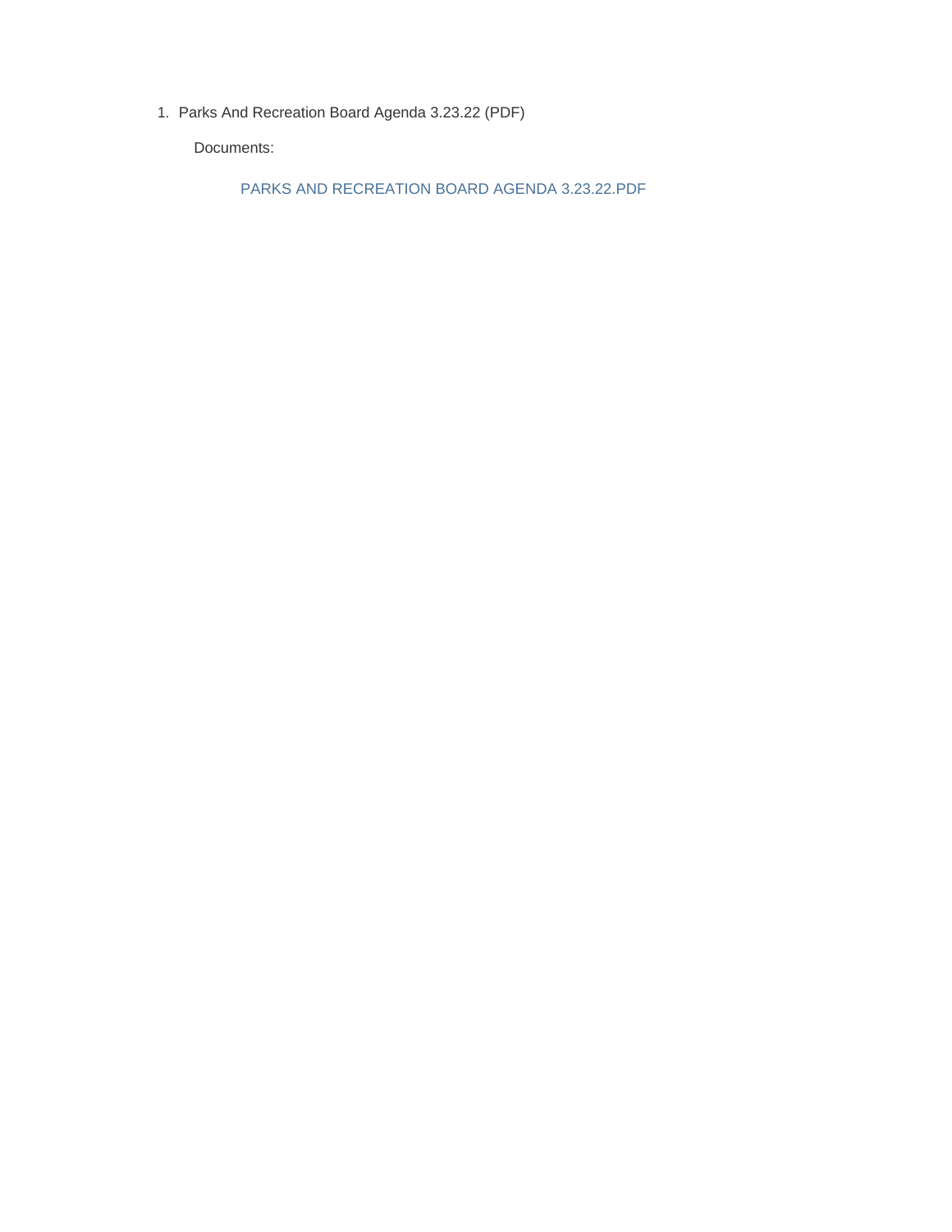1. Parks And Recreation Board Agenda 3.23.22 (PDF)

   Documents:

   PARKS AND RECREATION BOARD AGENDA 3.23.22.PDF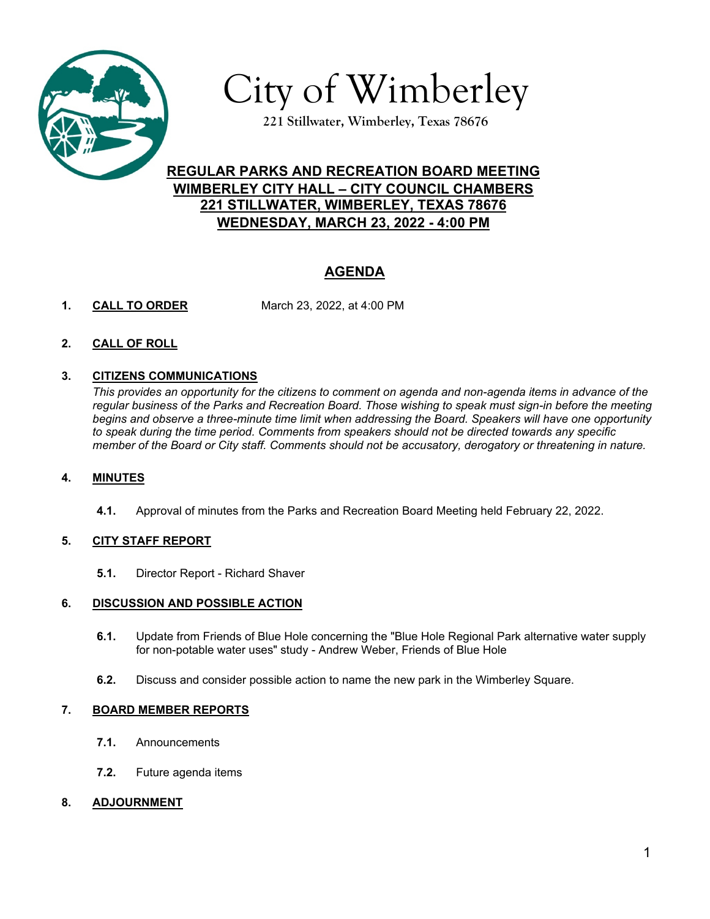# City of Wimberley

**221 Stillwater, Wimberley, Texas 78676**

## REGULAR PARKS AND RECREATION BOARD MEETING
## WIMBERLEY CITY HALL – CITY COUNCIL CHAMBERS
## 221 STILLWATER, WIMBERLEY, TEXAS 78676
## WEDNESDAY, MARCH 23, 2022 - 4:00 PM

## AGENDA

**1. CALL TO ORDER** March 23, 2022, at 4:00 PM

**2. CALL OF ROLL**

**3. CITIZENS COMMUNICATIONS**

*This provides an opportunity for the citizens to comment on agenda and non-agenda items in advance of the regular business of the Parks and Recreation Board. Those wishing to speak must sign-in before the meeting begins and observe a three-minute time limit when addressing the Board. Speakers will have one opportunity to speak during the time period. Comments from speakers should not be directed towards any specific member of the Board or City staff. Comments should not be accusatory, derogatory or threatening in nature.*

**4. MINUTES**

**4.1.** Approval of minutes from the Parks and Recreation Board Meeting held February 22, 2022.

**5. CITY STAFF REPORT**

**5.1.** Director Report - Richard Shaver

**6. DISCUSSION AND POSSIBLE ACTION**

**6.1.** Update from Friends of Blue Hole concerning the "Blue Hole Regional Park alternative water supply for non-potable water uses" study - Andrew Weber, Friends of Blue Hole

**6.2.** Discuss and consider possible action to name the new park in the Wimberley Square.

**7. BOARD MEMBER REPORTS**

**7.1.** Announcements

**7.2.** Future agenda items

**8. ADJOURNMENT**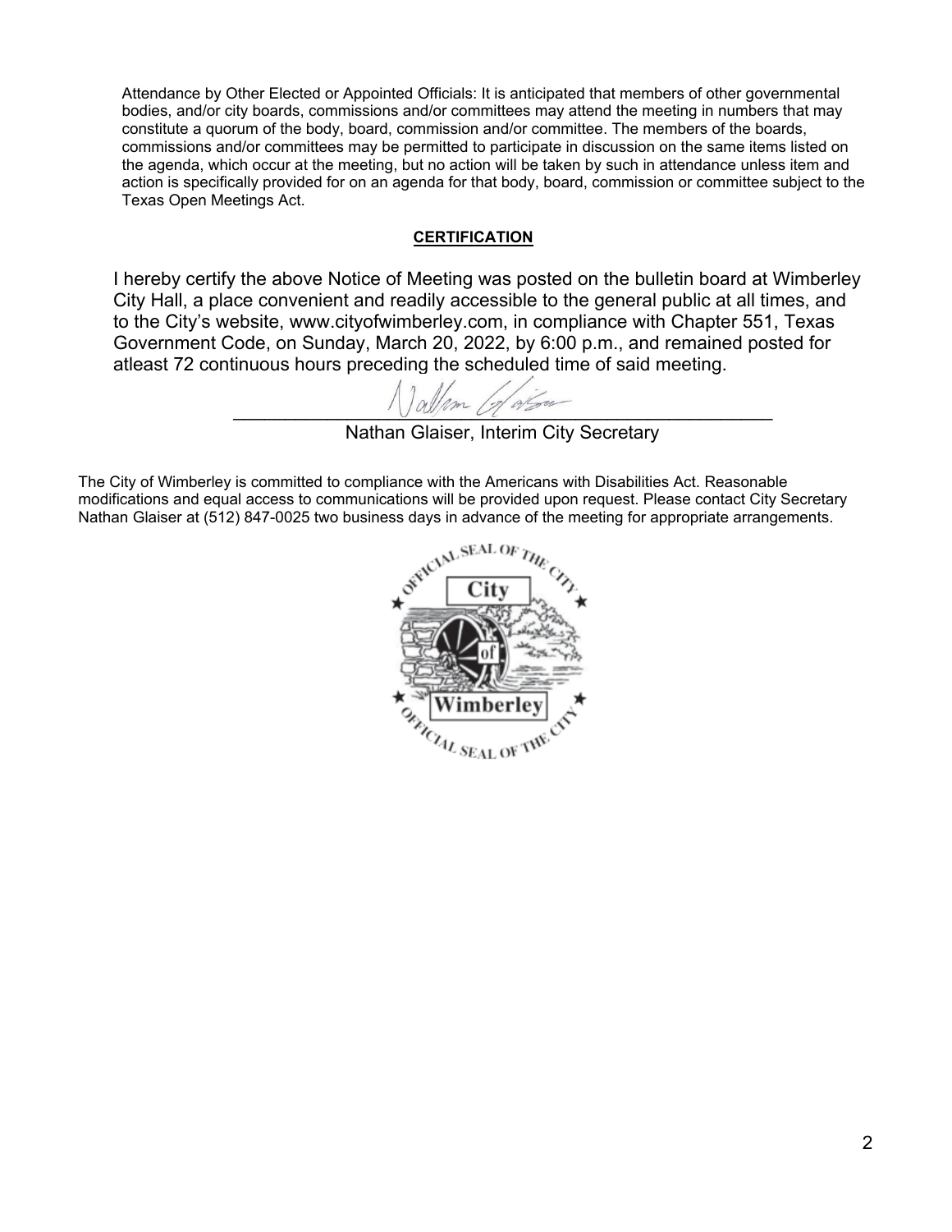Attendance by Other Elected or Appointed Officials: It is anticipated that members of other governmental bodies, and/or city boards, commissions and/or committees may attend the meeting in numbers that may constitute a quorum of the body, board, commission and/or committee. The members of the boards, commissions and/or committees may be permitted to participate in discussion on the same items listed on the agenda, which occur at the meeting, but no action will be taken by such in attendance unless item and action is specifically provided for on an agenda for that body, board, commission or committee subject to the Texas Open Meetings Act.

**CERTIFICATION**

I hereby certify the above Notice of Meeting was posted on the bulletin board at Wimberley City Hall, a place convenient and readily accessible to the general public at all times, and to the City's website, www.cityofwimberley.com, in compliance with Chapter 551, Texas Government Code, on Sunday, March 20, 2022, by 6:00 p.m., and remained posted for atleast 72 continuous hours preceding the scheduled time of said meeting.

Nathan Glaiser, Interim City Secretary

The City of Wimberley is committed to compliance with the Americans with Disabilities Act. Reasonable modifications and equal access to communications will be provided upon request. Please contact City Secretary Nathan Glaiser at (512) 847-0025 two business days in advance of the meeting for appropriate arrangements.

OFFICIAL SEAL OF THE CITY
City of Wimberley
OFFICIAL SEAL OF THE CITY